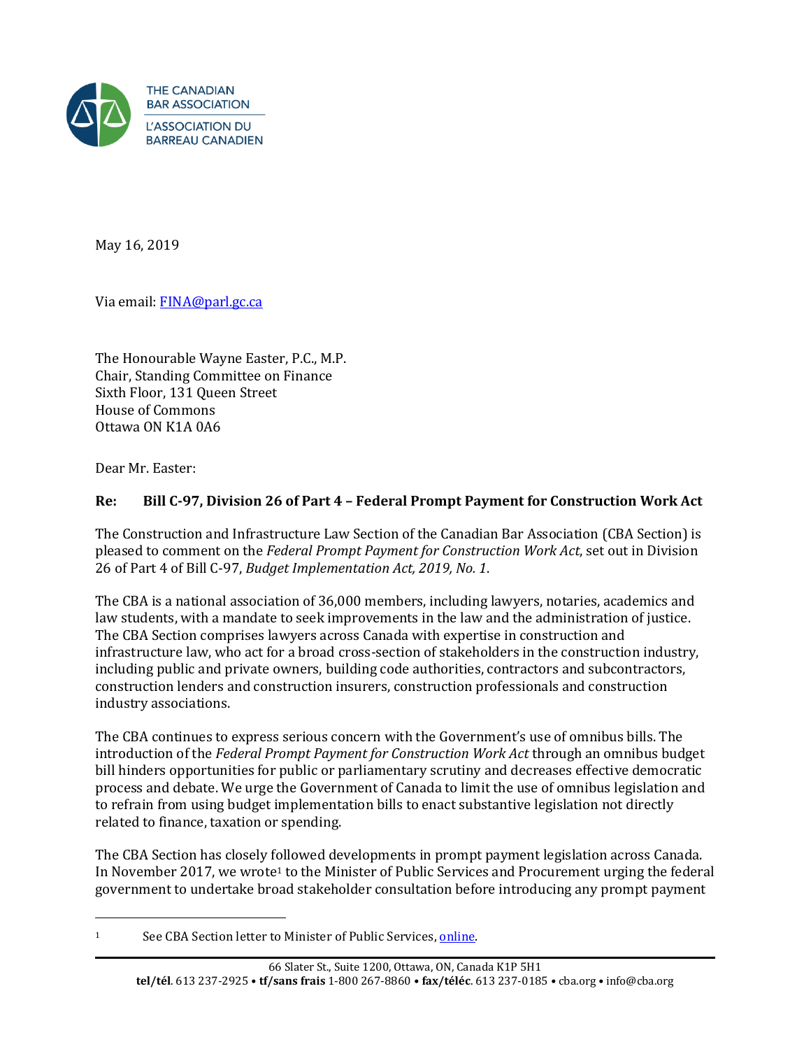THE CANADIAN BAR ASSOCIATION

L'ASSOCIATION DU BARREAU CANADIEN

May 16, 2019

Via email: FINA@parl.gc.ca

The Honourable Wayne Easter, P.C., M.P.  
Chair, Standing Committee on Finance  
Sixth Floor, 131 Queen Street  
House of Commons  
Ottawa ON K1A 0A6

Dear Mr. Easter:

**Re: Bill C-97, Division 26 of Part 4 – Federal Prompt Payment for Construction Work Act**

The Construction and Infrastructure Law Section of the Canadian Bar Association (CBA Section) is pleased to comment on the *Federal Prompt Payment for Construction Work Act*, set out in Division 26 of Part 4 of Bill C-97, *Budget Implementation Act, 2019, No. 1*.

The CBA is a national association of 36,000 members, including lawyers, notaries, academics and law students, with a mandate to seek improvements in the law and the administration of justice. The CBA Section comprises lawyers across Canada with expertise in construction and infrastructure law, who act for a broad cross-section of stakeholders in the construction industry, including public and private owners, building code authorities, contractors and subcontractors, construction lenders and construction insurers, construction professionals and construction industry associations.

The CBA continues to express serious concern with the Government's use of omnibus bills. The introduction of the *Federal Prompt Payment for Construction Work Act* through an omnibus budget bill hinders opportunities for public or parliamentary scrutiny and decreases effective democratic process and debate. We urge the Government of Canada to limit the use of omnibus legislation and to refrain from using budget implementation bills to enact substantive legislation not directly related to finance, taxation or spending.

The CBA Section has closely followed developments in prompt payment legislation across Canada. In November 2017, we wrote[1] to the Minister of Public Services and Procurement urging the federal government to undertake broad stakeholder consultation before introducing any prompt payment

[1] See CBA Section letter to Minister of Public Services, online.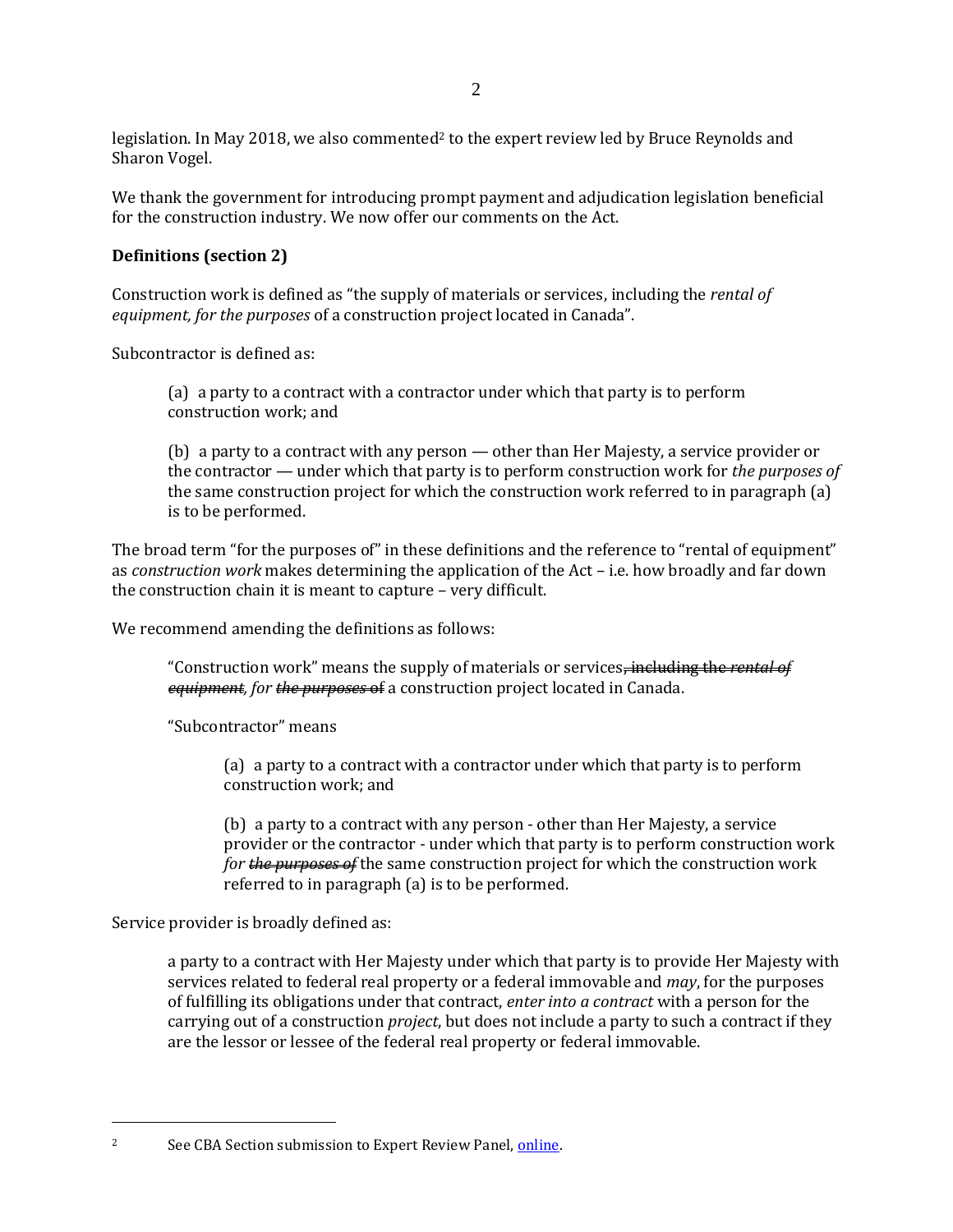legislation. In May 2018, we also commented[2] to the expert review led by Bruce Reynolds and Sharon Vogel.

We thank the government for introducing prompt payment and adjudication legislation beneficial for the construction industry. We now offer our comments on the Act.

**Definitions (section 2)**

Construction work is defined as "the supply of materials or services, including the *rental of equipment, for the purposes* of a construction project located in Canada".

Subcontractor is defined as:

> (a) a party to a contract with a contractor under which that party is to perform construction work; and
>
> (b) a party to a contract with any person — other than Her Majesty, a service provider or the contractor — under which that party is to perform construction work for *the purposes of* the same construction project for which the construction work referred to in paragraph (a) is to be performed.

The broad term "for the purposes of" in these definitions and the reference to "rental of equipment" as *construction work* makes determining the application of the Act – i.e. how broadly and far down the construction chain it is meant to capture – very difficult.

We recommend amending the definitions as follows:

> "Construction work" means the supply of materials or services~~, including the *rental of equipment*~~, *for* ~~*the purposes of*~~ a construction project located in Canada.
>
> "Subcontractor" means
>
> > (a) a party to a contract with a contractor under which that party is to perform construction work; and
> >
> > (b) a party to a contract with any person - other than Her Majesty, a service provider or the contractor - under which that party is to perform construction work *for* ~~*the purposes of*~~ the same construction project for which the construction work referred to in paragraph (a) is to be performed.

Service provider is broadly defined as:

> a party to a contract with Her Majesty under which that party is to provide Her Majesty with services related to federal real property or a federal immovable and *may*, for the purposes of fulfilling its obligations under that contract, *enter into a contract* with a person for the carrying out of a construction *project*, but does not include a party to such a contract if they are the lessor or lessee of the federal real property or federal immovable.

---

[2] See CBA Section submission to Expert Review Panel, online.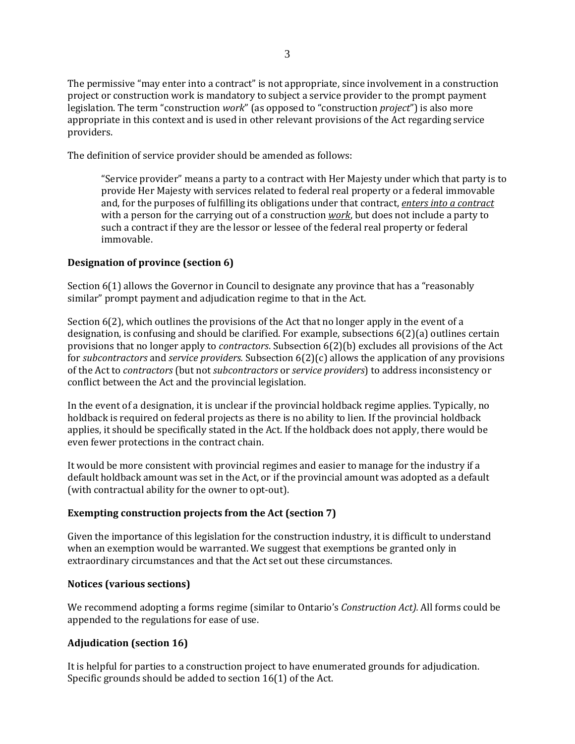The permissive "may enter into a contract" is not appropriate, since involvement in a construction project or construction work is mandatory to subject a service provider to the prompt payment legislation. The term "construction *work*" (as opposed to "construction *project*") is also more appropriate in this context and is used in other relevant provisions of the Act regarding service providers.

The definition of service provider should be amended as follows:

> "Service provider" means a party to a contract with Her Majesty under which that party is to provide Her Majesty with services related to federal real property or a federal immovable and, for the purposes of fulfilling its obligations under that contract, <u>*enters into a contract*</u> with a person for the carrying out of a construction <u>*work*</u>, but does not include a party to such a contract if they are the lessor or lessee of the federal real property or federal immovable.

### Designation of province (section 6)

Section 6(1) allows the Governor in Council to designate any province that has a "reasonably similar" prompt payment and adjudication regime to that in the Act.

Section 6(2), which outlines the provisions of the Act that no longer apply in the event of a designation, is confusing and should be clarified. For example, subsections 6(2)(a) outlines certain provisions that no longer apply to *contractors*. Subsection 6(2)(b) excludes all provisions of the Act for *subcontractors* and *service providers.* Subsection 6(2)(c) allows the application of any provisions of the Act to *contractors* (but not *subcontractors* or *service providers*) to address inconsistency or conflict between the Act and the provincial legislation.

In the event of a designation, it is unclear if the provincial holdback regime applies. Typically, no holdback is required on federal projects as there is no ability to lien. If the provincial holdback applies, it should be specifically stated in the Act. If the holdback does not apply, there would be even fewer protections in the contract chain.

It would be more consistent with provincial regimes and easier to manage for the industry if a default holdback amount was set in the Act, or if the provincial amount was adopted as a default (with contractual ability for the owner to opt-out).

### Exempting construction projects from the Act (section 7)

Given the importance of this legislation for the construction industry, it is difficult to understand when an exemption would be warranted. We suggest that exemptions be granted only in extraordinary circumstances and that the Act set out these circumstances.

### Notices (various sections)

We recommend adopting a forms regime (similar to Ontario's *Construction Act).* All forms could be appended to the regulations for ease of use.

### Adjudication (section 16)

It is helpful for parties to a construction project to have enumerated grounds for adjudication. Specific grounds should be added to section 16(1) of the Act.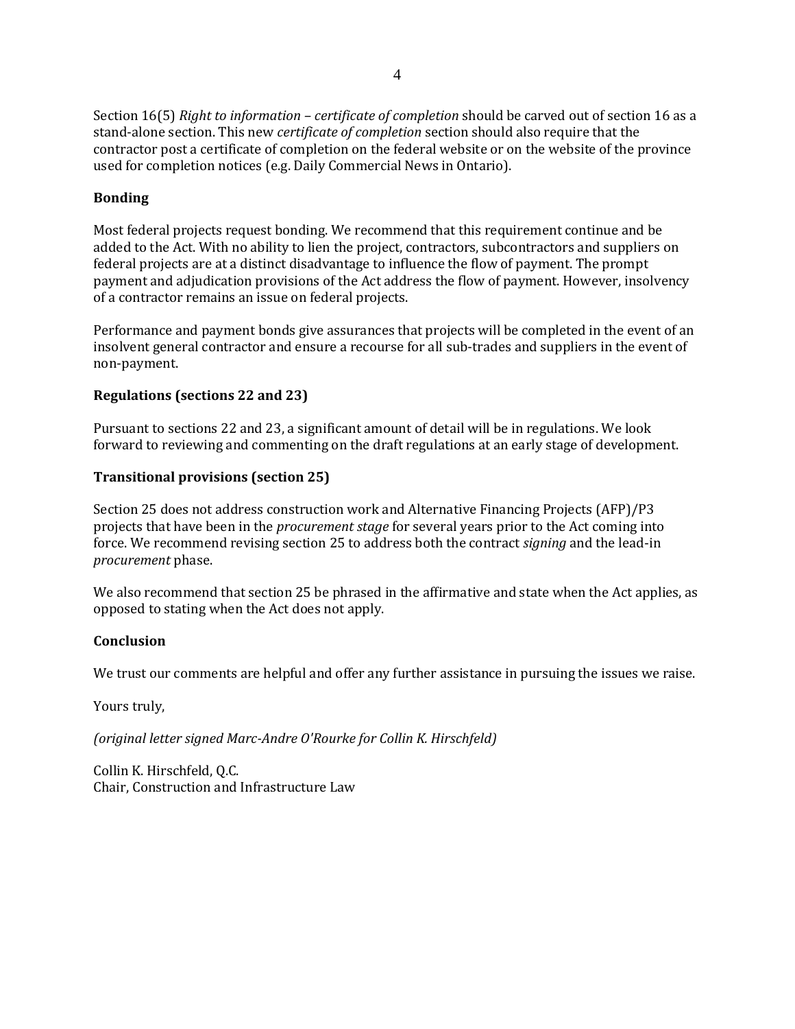Section 16(5) *Right to information – certificate of completion* should be carved out of section 16 as a stand-alone section. This new *certificate of completion* section should also require that the contractor post a certificate of completion on the federal website or on the website of the province used for completion notices (e.g. Daily Commercial News in Ontario).

**Bonding**

Most federal projects request bonding. We recommend that this requirement continue and be added to the Act. With no ability to lien the project, contractors, subcontractors and suppliers on federal projects are at a distinct disadvantage to influence the flow of payment. The prompt payment and adjudication provisions of the Act address the flow of payment. However, insolvency of a contractor remains an issue on federal projects.

Performance and payment bonds give assurances that projects will be completed in the event of an insolvent general contractor and ensure a recourse for all sub-trades and suppliers in the event of non-payment.

**Regulations (sections 22 and 23)**

Pursuant to sections 22 and 23, a significant amount of detail will be in regulations. We look forward to reviewing and commenting on the draft regulations at an early stage of development.

**Transitional provisions (section 25)**

Section 25 does not address construction work and Alternative Financing Projects (AFP)/P3 projects that have been in the *procurement stage* for several years prior to the Act coming into force. We recommend revising section 25 to address both the contract *signing* and the lead-in *procurement* phase.

We also recommend that section 25 be phrased in the affirmative and state when the Act applies, as opposed to stating when the Act does not apply.

**Conclusion**

We trust our comments are helpful and offer any further assistance in pursuing the issues we raise.

Yours truly,

*(original letter signed Marc-Andre O'Rourke for Collin K. Hirschfeld)*

Collin K. Hirschfeld, Q.C.
Chair, Construction and Infrastructure Law